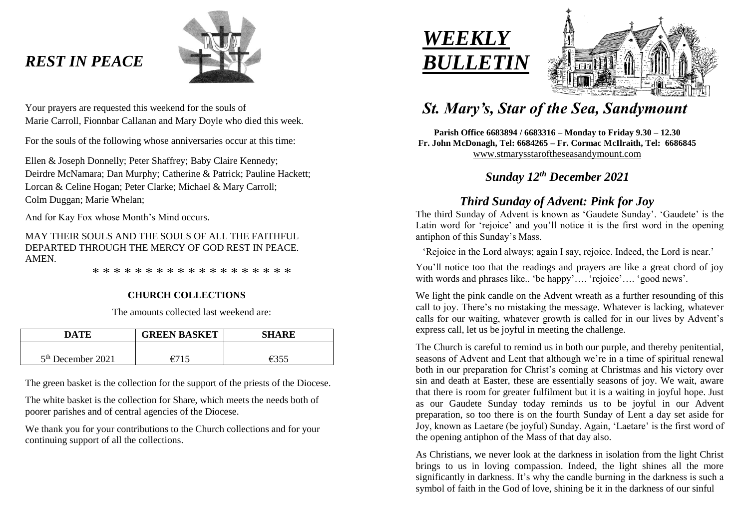# *REST IN PEACE*

Your prayers are requested this weekend for the souls of
Marie Carroll, Fionnbar Callanan and Mary Doyle who died this week.

For the souls of the following whose anniversaries occur at this time:

Ellen & Joseph Donnelly; Peter Shaffrey; Baby Claire Kennedy;
Deirdre McNamara; Dan Murphy; Catherine & Patrick; Pauline Hackett;
Lorcan & Celine Hogan; Peter Clarke; Michael & Mary Carroll;
Colm Duggan; Marie Whelan;

And for Kay Fox whose Month's Mind occurs.

MAY THEIR SOULS AND THE SOULS OF ALL THE FAITHFUL DEPARTED THROUGH THE MERCY OF GOD REST IN PEACE. AMEN.

\* \* \* \* \* \* \* \* \* \* \* \* \* \* \* \* \* \* \*

**CHURCH COLLECTIONS**

The amounts collected last weekend are:

| DATE | GREEN BASKET | SHARE |
|---|---|---|
| 5th December 2021 | €715 | €355 |

The green basket is the collection for the support of the priests of the Diocese.

The white basket is the collection for Share, which meets the needs both of poorer parishes and of central agencies of the Diocese.

We thank you for your contributions to the Church collections and for your continuing support of all the collections.

# *WEEKLY BULLETIN*

## *St. Mary's, Star of the Sea, Sandymount*

**Parish Office 6683894 / 6683316 – Monday to Friday 9.30 – 12.30**
**Fr. John McDonagh, Tel: 6684265 – Fr. Cormac McIlraith, Tel: 6686845**
www.stmarysstaroftheseasandymount.com

### *Sunday 12th December 2021*

### *Third Sunday of Advent: Pink for Joy*

The third Sunday of Advent is known as 'Gaudete Sunday'. 'Gaudete' is the Latin word for 'rejoice' and you'll notice it is the first word in the opening antiphon of this Sunday's Mass.

'Rejoice in the Lord always; again I say, rejoice. Indeed, the Lord is near.'

You'll notice too that the readings and prayers are like a great chord of joy with words and phrases like.. 'be happy'…. 'rejoice'…. 'good news'.

We light the pink candle on the Advent wreath as a further resounding of this call to joy. There's no mistaking the message. Whatever is lacking, whatever calls for our waiting, whatever growth is called for in our lives by Advent's express call, let us be joyful in meeting the challenge.

The Church is careful to remind us in both our purple, and thereby penitential, seasons of Advent and Lent that although we're in a time of spiritual renewal both in our preparation for Christ's coming at Christmas and his victory over sin and death at Easter, these are essentially seasons of joy. We wait, aware that there is room for greater fulfilment but it is a waiting in joyful hope. Just as our Gaudete Sunday today reminds us to be joyful in our Advent preparation, so too there is on the fourth Sunday of Lent a day set aside for Joy, known as Laetare (be joyful) Sunday. Again, 'Laetare' is the first word of the opening antiphon of the Mass of that day also.

As Christians, we never look at the darkness in isolation from the light Christ brings to us in loving compassion. Indeed, the light shines all the more significantly in darkness. It's why the candle burning in the darkness is such a symbol of faith in the God of love, shining be it in the darkness of our sinful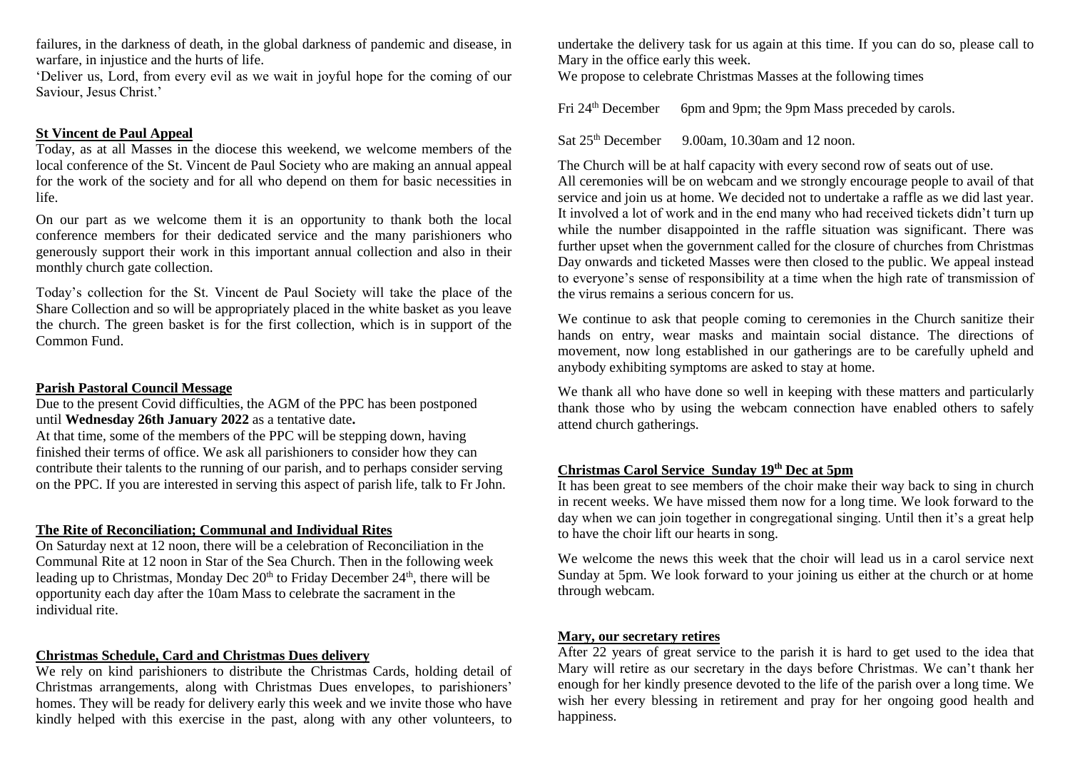failures, in the darkness of death, in the global darkness of pandemic and disease, in warfare, in injustice and the hurts of life.

'Deliver us, Lord, from every evil as we wait in joyful hope for the coming of our Saviour, Jesus Christ.'

## St Vincent de Paul Appeal

Today, as at all Masses in the diocese this weekend, we welcome members of the local conference of the St. Vincent de Paul Society who are making an annual appeal for the work of the society and for all who depend on them for basic necessities in life.

On our part as we welcome them it is an opportunity to thank both the local conference members for their dedicated service and the many parishioners who generously support their work in this important annual collection and also in their monthly church gate collection.

Today's collection for the St. Vincent de Paul Society will take the place of the Share Collection and so will be appropriately placed in the white basket as you leave the church. The green basket is for the first collection, which is in support of the Common Fund.

## Parish Pastoral Council Message

Due to the present Covid difficulties, the AGM of the PPC has been postponed until **Wednesday 26th January 2022** as a tentative date**.**

At that time, some of the members of the PPC will be stepping down, having finished their terms of office. We ask all parishioners to consider how they can contribute their talents to the running of our parish, and to perhaps consider serving on the PPC. If you are interested in serving this aspect of parish life, talk to Fr John.

## The Rite of Reconciliation; Communal and Individual Rites

On Saturday next at 12 noon, there will be a celebration of Reconciliation in the Communal Rite at 12 noon in Star of the Sea Church. Then in the following week leading up to Christmas, Monday Dec 20th to Friday December 24th, there will be opportunity each day after the 10am Mass to celebrate the sacrament in the individual rite.

## Christmas Schedule, Card and Christmas Dues delivery

We rely on kind parishioners to distribute the Christmas Cards, holding detail of Christmas arrangements, along with Christmas Dues envelopes, to parishioners' homes. They will be ready for delivery early this week and we invite those who have kindly helped with this exercise in the past, along with any other volunteers, to undertake the delivery task for us again at this time. If you can do so, please call to Mary in the office early this week.

We propose to celebrate Christmas Masses at the following times

Fri 24th December    6pm and 9pm; the 9pm Mass preceded by carols.

Sat 25th December    9.00am, 10.30am and 12 noon.

The Church will be at half capacity with every second row of seats out of use.

All ceremonies will be on webcam and we strongly encourage people to avail of that service and join us at home. We decided not to undertake a raffle as we did last year. It involved a lot of work and in the end many who had received tickets didn't turn up while the number disappointed in the raffle situation was significant. There was further upset when the government called for the closure of churches from Christmas Day onwards and ticketed Masses were then closed to the public. We appeal instead to everyone's sense of responsibility at a time when the high rate of transmission of the virus remains a serious concern for us.

We continue to ask that people coming to ceremonies in the Church sanitize their hands on entry, wear masks and maintain social distance. The directions of movement, now long established in our gatherings are to be carefully upheld and anybody exhibiting symptoms are asked to stay at home.

We thank all who have done so well in keeping with these matters and particularly thank those who by using the webcam connection have enabled others to safely attend church gatherings.

## Christmas Carol Service Sunday 19th Dec at 5pm

It has been great to see members of the choir make their way back to sing in church in recent weeks. We have missed them now for a long time. We look forward to the day when we can join together in congregational singing. Until then it's a great help to have the choir lift our hearts in song.

We welcome the news this week that the choir will lead us in a carol service next Sunday at 5pm. We look forward to your joining us either at the church or at home through webcam.

## Mary, our secretary retires

After 22 years of great service to the parish it is hard to get used to the idea that Mary will retire as our secretary in the days before Christmas. We can't thank her enough for her kindly presence devoted to the life of the parish over a long time. We wish her every blessing in retirement and pray for her ongoing good health and happiness.